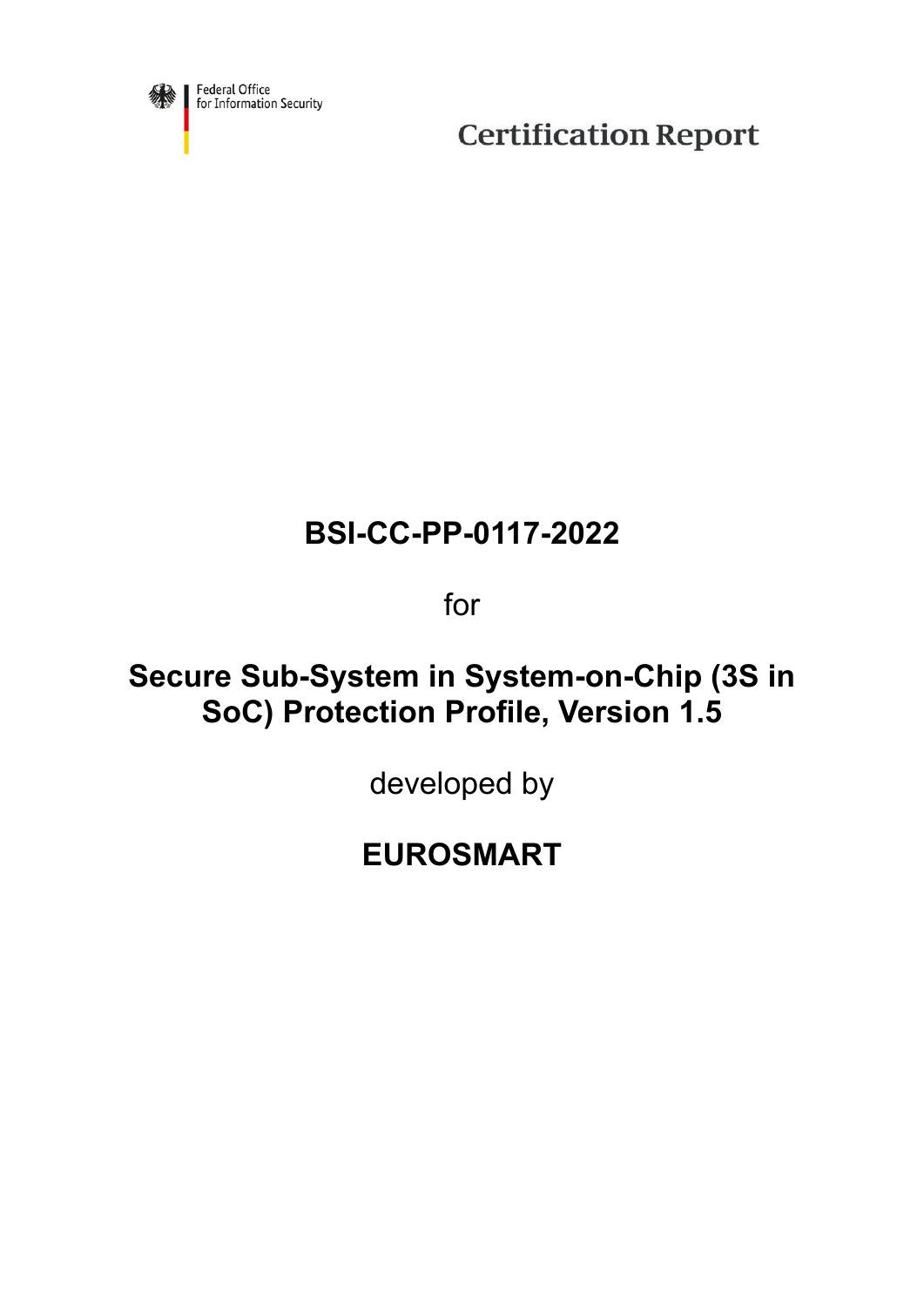Federal Office
for Information Security

# Certification Report

## BSI-CC-PP-0117-2022

for

## Secure Sub-System in System-on-Chip (3S in SoC) Protection Profile, Version 1.5

developed by

## EUROSMART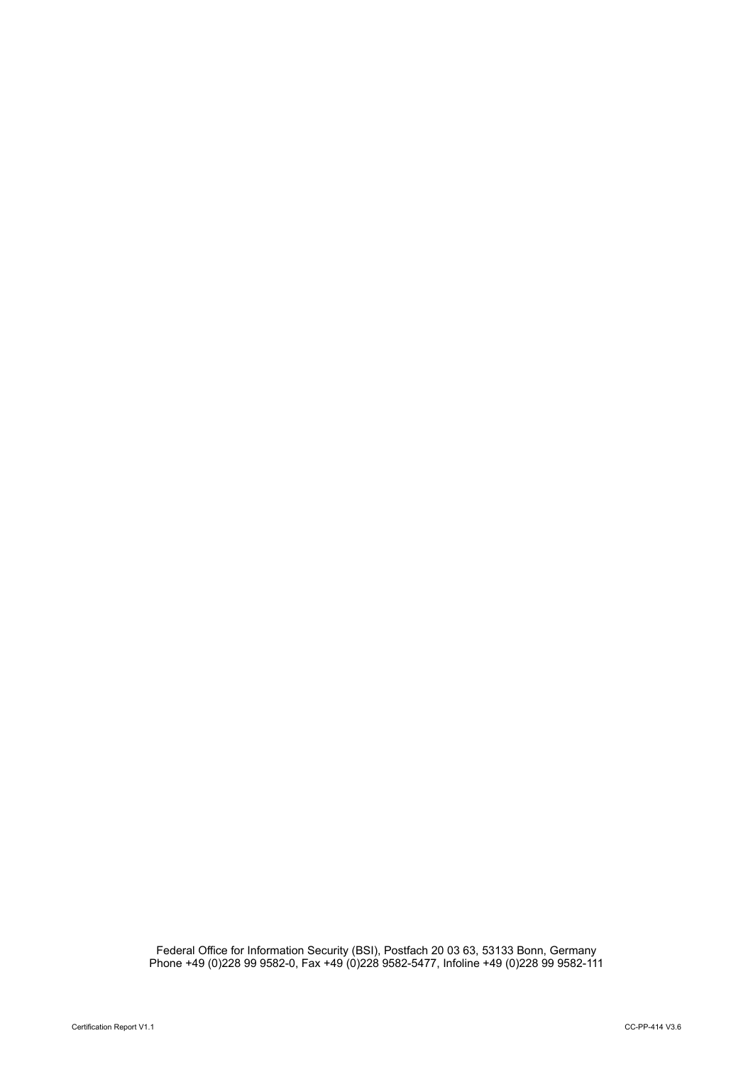Federal Office for Information Security (BSI), Postfach 20 03 63, 53133 Bonn, Germany
Phone +49 (0)228 99 9582-0, Fax +49 (0)228 9582-5477, Infoline +49 (0)228 99 9582-111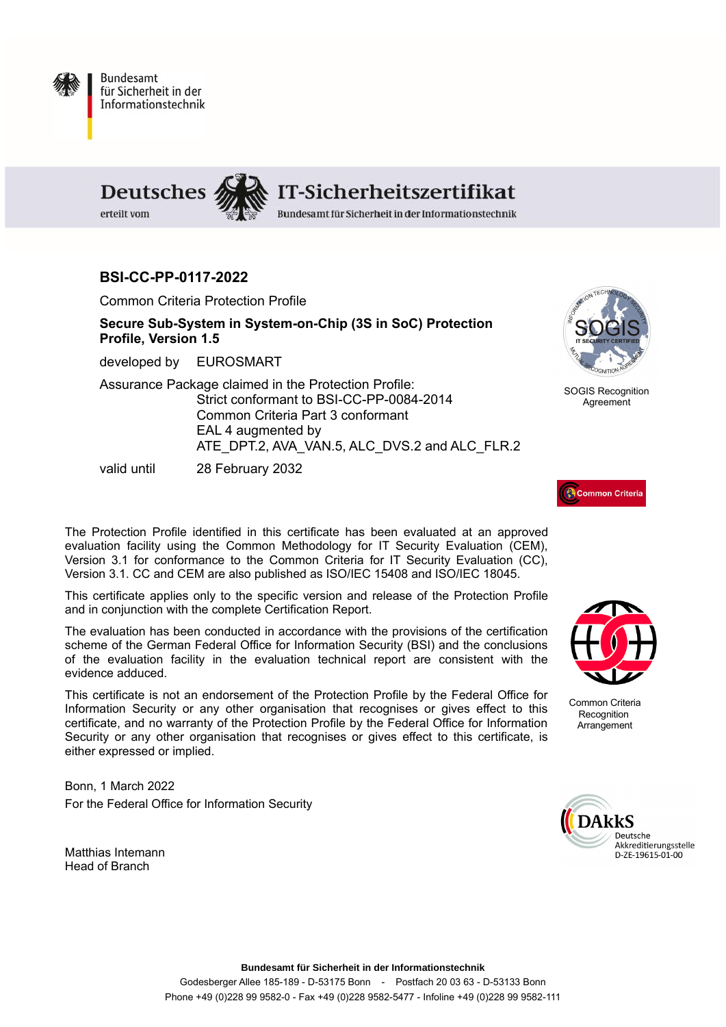Bundesamt
für Sicherheit in der
Informationstechnik

**Deutsches IT-Sicherheitszertifikat**

erteilt vom Bundesamt für Sicherheit in der Informationstechnik

## BSI-CC-PP-0117-2022

Common Criteria Protection Profile

**Secure Sub-System in System-on-Chip (3S in SoC) Protection Profile, Version 1.5**

developed by EUROSMART

Assurance Package claimed in the Protection Profile:
Strict conformant to BSI-CC-PP-0084-2014
Common Criteria Part 3 conformant
EAL 4 augmented by
ATE_DPT.2, AVA_VAN.5, ALC_DVS.2 and ALC_FLR.2

valid until 28 February 2032

SOGIS Recognition Agreement

Common Criteria

The Protection Profile identified in this certificate has been evaluated at an approved evaluation facility using the Common Methodology for IT Security Evaluation (CEM), Version 3.1 for conformance to the Common Criteria for IT Security Evaluation (CC), Version 3.1. CC and CEM are also published as ISO/IEC 15408 and ISO/IEC 18045.

This certificate applies only to the specific version and release of the Protection Profile and in conjunction with the complete Certification Report.

The evaluation has been conducted in accordance with the provisions of the certification scheme of the German Federal Office for Information Security (BSI) and the conclusions of the evaluation facility in the evaluation technical report are consistent with the evidence adduced.

This certificate is not an endorsement of the Protection Profile by the Federal Office for Information Security or any other organisation that recognises or gives effect to this certificate, and no warranty of the Protection Profile by the Federal Office for Information Security or any other organisation that recognises or gives effect to this certificate, is either expressed or implied.

Common Criteria Recognition Arrangement

Bonn, 1 March 2022
For the Federal Office for Information Security

Matthias Intemann
Head of Branch

DAkkS
Deutsche Akkreditierungsstelle
D-ZE-19615-01-00

**Bundesamt für Sicherheit in der Informationstechnik**
Godesberger Allee 185-189 - D-53175 Bonn - Postfach 20 03 63 - D-53133 Bonn
Phone +49 (0)228 99 9582-0 - Fax +49 (0)228 9582-5477 - Infoline +49 (0)228 99 9582-111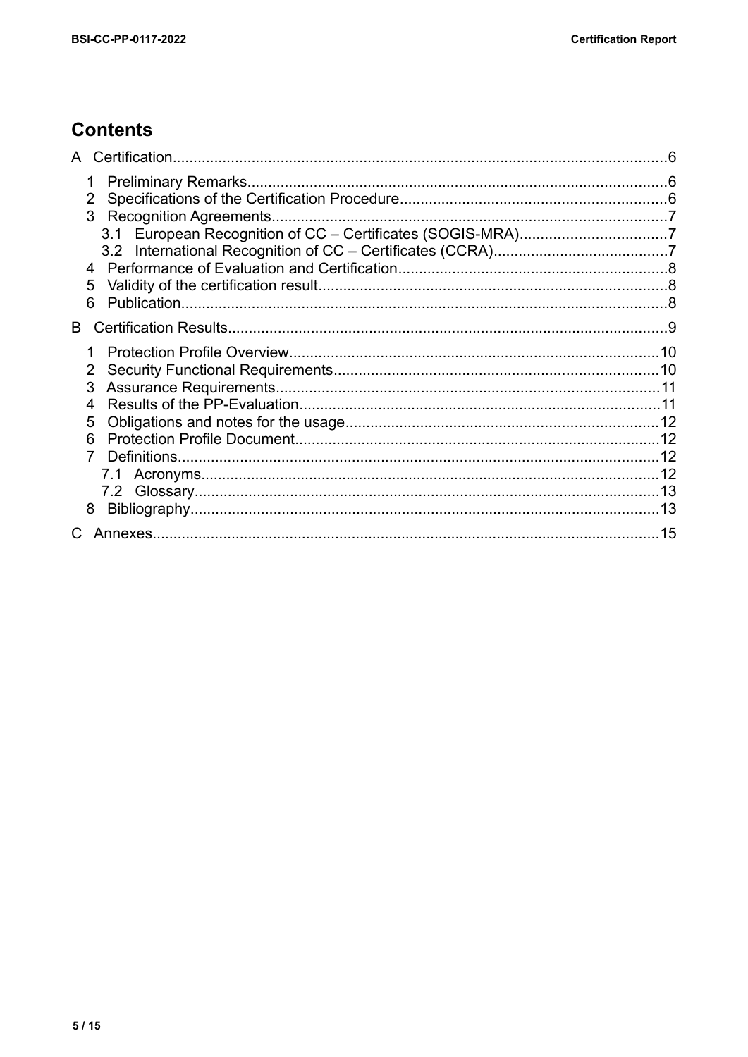## Contents

A Certification.......................................................................................................................6

1 Preliminary Remarks....................................................................................................6
2 Specifications of the Certification Procedure...............................................................6
3 Recognition Agreements..............................................................................................7
3.1 European Recognition of CC – Certificates (SOGIS-MRA)...................................7
3.2 International Recognition of CC – Certificates (CCRA)..........................................7
4 Performance of Evaluation and Certification................................................................8
5 Validity of the certification result...................................................................................8
6 Publication....................................................................................................................8

B Certification Results.........................................................................................................9

1 Protection Profile Overview........................................................................................10
2 Security Functional Requirements.............................................................................10
3 Assurance Requirements............................................................................................11
4 Results of the PP-Evaluation......................................................................................11
5 Obligations and notes for the usage...........................................................................12
6 Protection Profile Document.......................................................................................12
7 Definitions...................................................................................................................12
7.1 Acronyms.............................................................................................................12
7.2 Glossary...............................................................................................................13
8 Bibliography................................................................................................................13

C Annexes.........................................................................................................................15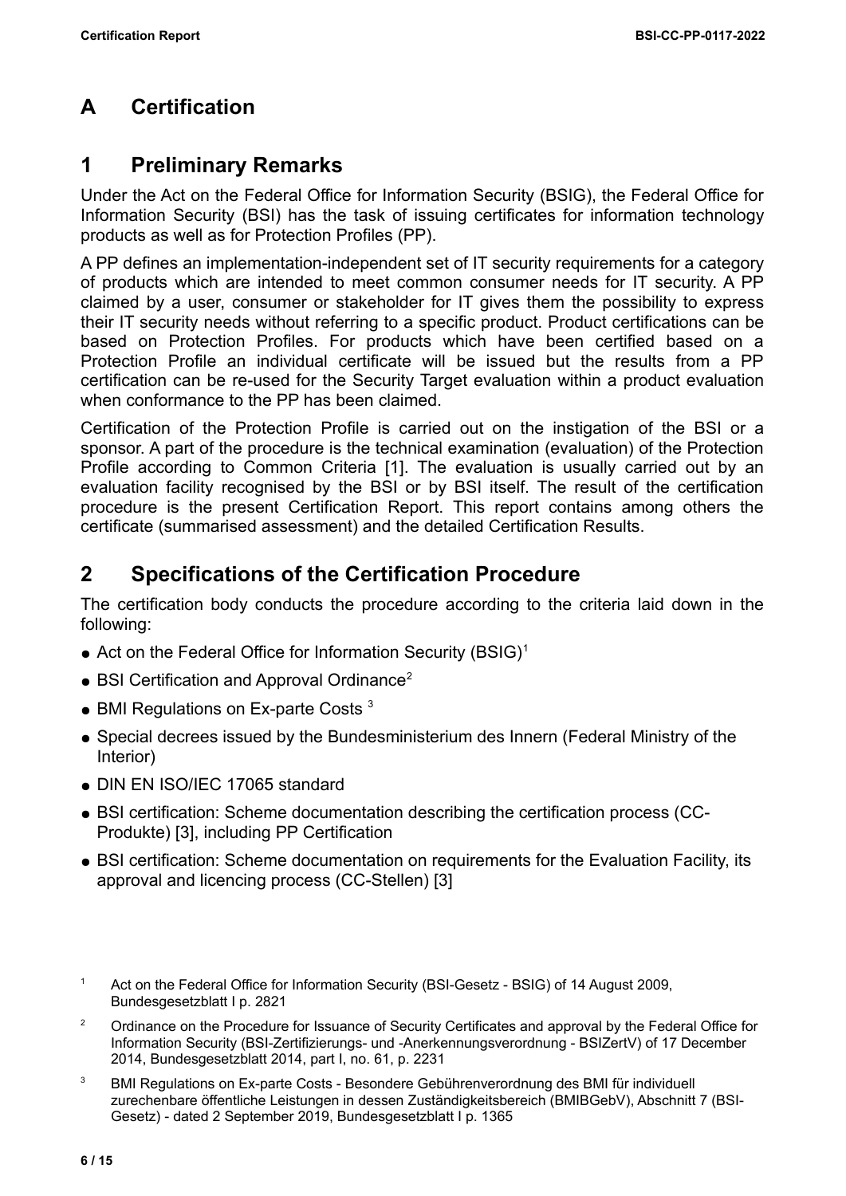# A Certification

## 1 Preliminary Remarks

Under the Act on the Federal Office for Information Security (BSIG), the Federal Office for Information Security (BSI) has the task of issuing certificates for information technology products as well as for Protection Profiles (PP).

A PP defines an implementation-independent set of IT security requirements for a category of products which are intended to meet common consumer needs for IT security. A PP claimed by a user, consumer or stakeholder for IT gives them the possibility to express their IT security needs without referring to a specific product. Product certifications can be based on Protection Profiles. For products which have been certified based on a Protection Profile an individual certificate will be issued but the results from a PP certification can be re-used for the Security Target evaluation within a product evaluation when conformance to the PP has been claimed.

Certification of the Protection Profile is carried out on the instigation of the BSI or a sponsor. A part of the procedure is the technical examination (evaluation) of the Protection Profile according to Common Criteria [1]. The evaluation is usually carried out by an evaluation facility recognised by the BSI or by BSI itself. The result of the certification procedure is the present Certification Report. This report contains among others the certificate (summarised assessment) and the detailed Certification Results.

## 2 Specifications of the Certification Procedure

The certification body conducts the procedure according to the criteria laid down in the following:

- Act on the Federal Office for Information Security (BSIG)[1]
- BSI Certification and Approval Ordinance[2]
- BMI Regulations on Ex-parte Costs [3]
- Special decrees issued by the Bundesministerium des Innern (Federal Ministry of the Interior)
- DIN EN ISO/IEC 17065 standard
- BSI certification: Scheme documentation describing the certification process (CC-Produkte) [3], including PP Certification
- BSI certification: Scheme documentation on requirements for the Evaluation Facility, its approval and licencing process (CC-Stellen) [3]

---

[1] Act on the Federal Office for Information Security (BSI-Gesetz - BSIG) of 14 August 2009, Bundesgesetzblatt I p. 2821

[2] Ordinance on the Procedure for Issuance of Security Certificates and approval by the Federal Office for Information Security (BSI-Zertifizierungs- und -Anerkennungsverordnung - BSIZertV) of 17 December 2014, Bundesgesetzblatt 2014, part I, no. 61, p. 2231

[3] BMI Regulations on Ex-parte Costs - Besondere Gebührenverordnung des BMI für individuell zurechenbare öffentliche Leistungen in dessen Zuständigkeitsbereich (BMIBGebV), Abschnitt 7 (BSI-Gesetz) - dated 2 September 2019, Bundesgesetzblatt I p. 1365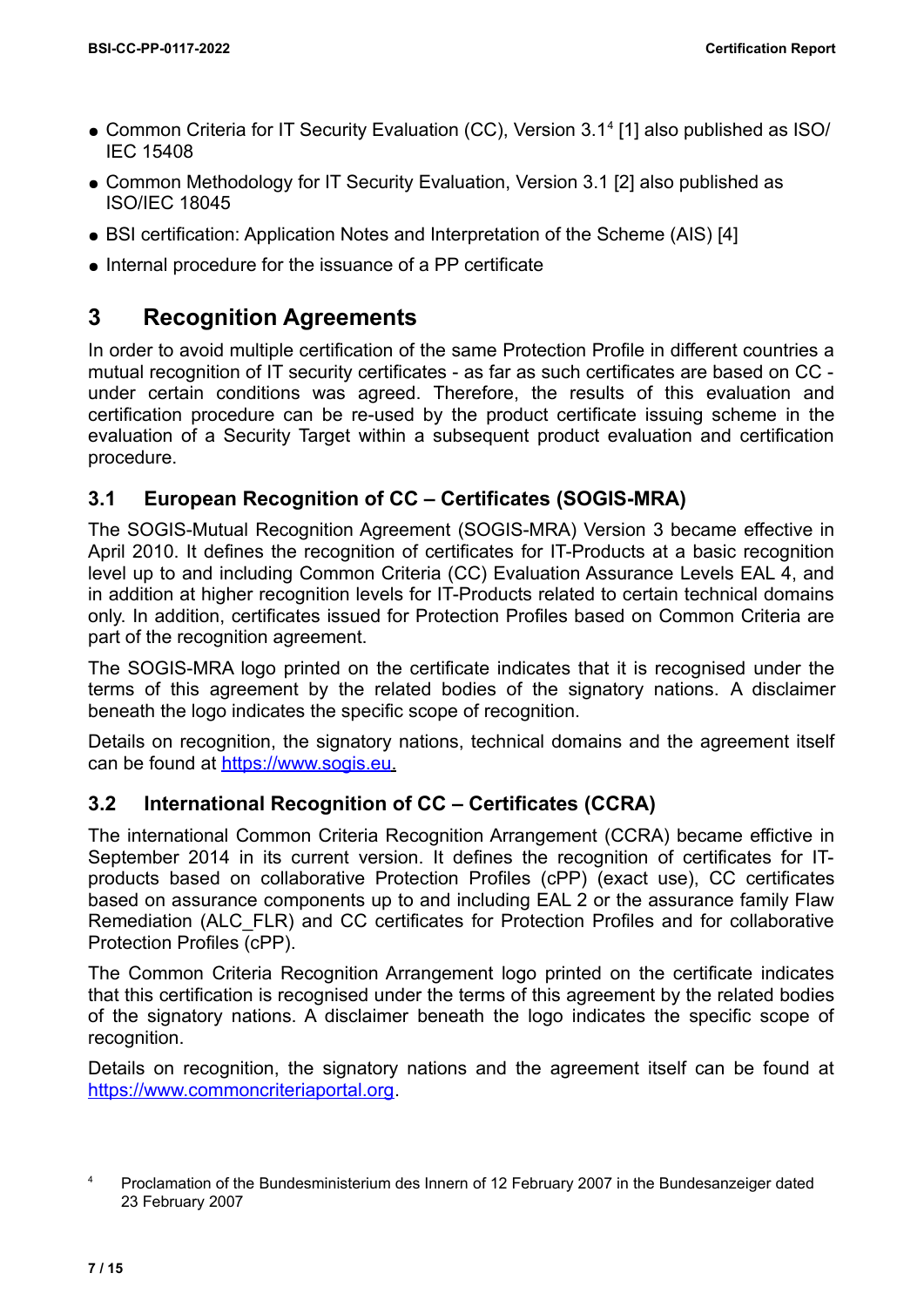- Common Criteria for IT Security Evaluation (CC), Version 3.1[4] [1] also published as ISO/IEC 15408
- Common Methodology for IT Security Evaluation, Version 3.1 [2] also published as ISO/IEC 18045
- BSI certification: Application Notes and Interpretation of the Scheme (AIS) [4]
- Internal procedure for the issuance of a PP certificate

# 3 Recognition Agreements

In order to avoid multiple certification of the same Protection Profile in different countries a mutual recognition of IT security certificates - as far as such certificates are based on CC - under certain conditions was agreed. Therefore, the results of this evaluation and certification procedure can be re-used by the product certificate issuing scheme in the evaluation of a Security Target within a subsequent product evaluation and certification procedure.

## 3.1 European Recognition of CC – Certificates (SOGIS-MRA)

The SOGIS-Mutual Recognition Agreement (SOGIS-MRA) Version 3 became effective in April 2010. It defines the recognition of certificates for IT-Products at a basic recognition level up to and including Common Criteria (CC) Evaluation Assurance Levels EAL 4, and in addition at higher recognition levels for IT-Products related to certain technical domains only. In addition, certificates issued for Protection Profiles based on Common Criteria are part of the recognition agreement.

The SOGIS-MRA logo printed on the certificate indicates that it is recognised under the terms of this agreement by the related bodies of the signatory nations. A disclaimer beneath the logo indicates the specific scope of recognition.

Details on recognition, the signatory nations, technical domains and the agreement itself can be found at https://www.sogis.eu.

## 3.2 International Recognition of CC – Certificates (CCRA)

The international Common Criteria Recognition Arrangement (CCRA) became effective in September 2014 in its current version. It defines the recognition of certificates for IT-products based on collaborative Protection Profiles (cPP) (exact use), CC certificates based on assurance components up to and including EAL 2 or the assurance family Flaw Remediation (ALC_FLR) and CC certificates for Protection Profiles and for collaborative Protection Profiles (cPP).

The Common Criteria Recognition Arrangement logo printed on the certificate indicates that this certification is recognised under the terms of this agreement by the related bodies of the signatory nations. A disclaimer beneath the logo indicates the specific scope of recognition.

Details on recognition, the signatory nations and the agreement itself can be found at https://www.commoncriteriaportal.org.

[4] Proclamation of the Bundesministerium des Innern of 12 February 2007 in the Bundesanzeiger dated 23 February 2007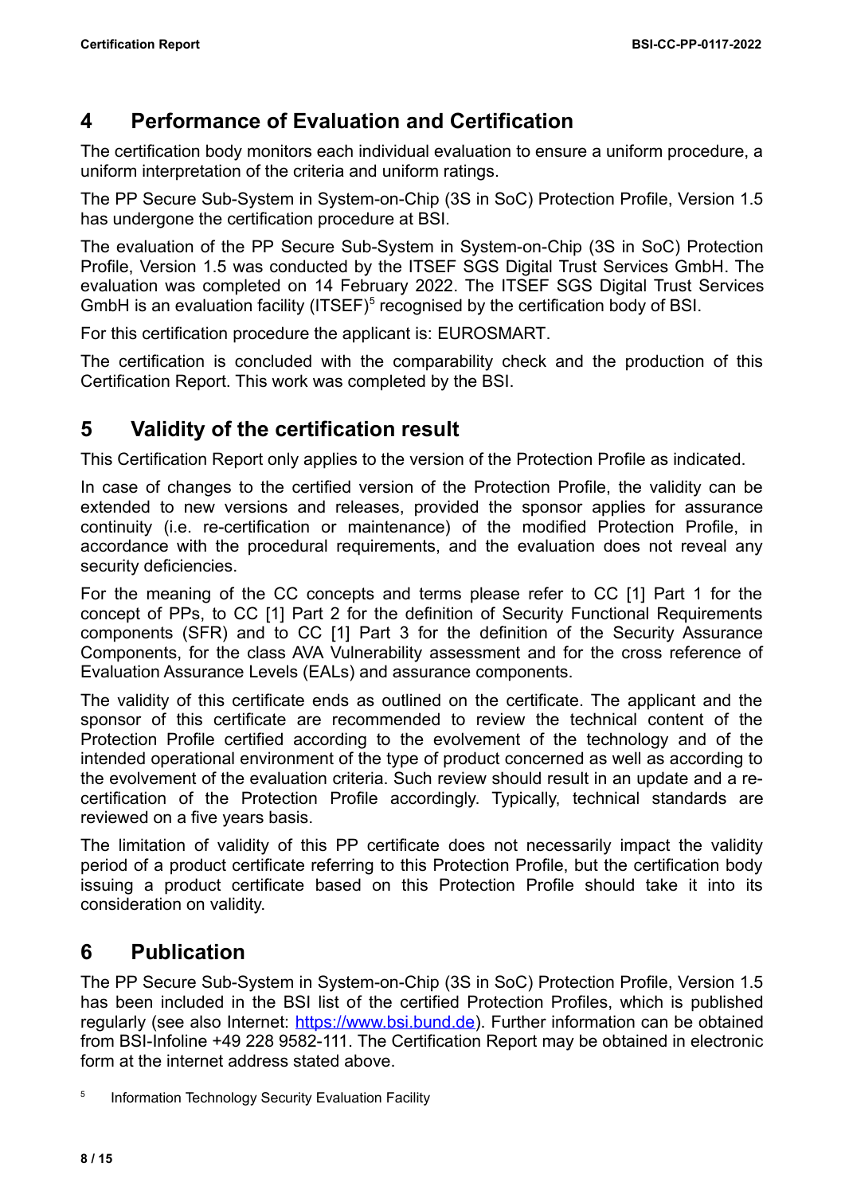## 4 Performance of Evaluation and Certification

The certification body monitors each individual evaluation to ensure a uniform procedure, a uniform interpretation of the criteria and uniform ratings.

The PP Secure Sub-System in System-on-Chip (3S in SoC) Protection Profile, Version 1.5 has undergone the certification procedure at BSI.

The evaluation of the PP Secure Sub-System in System-on-Chip (3S in SoC) Protection Profile, Version 1.5 was conducted by the ITSEF SGS Digital Trust Services GmbH. The evaluation was completed on 14 February 2022. The ITSEF SGS Digital Trust Services GmbH is an evaluation facility (ITSEF)[5] recognised by the certification body of BSI.

For this certification procedure the applicant is: EUROSMART.

The certification is concluded with the comparability check and the production of this Certification Report. This work was completed by the BSI.

## 5 Validity of the certification result

This Certification Report only applies to the version of the Protection Profile as indicated.

In case of changes to the certified version of the Protection Profile, the validity can be extended to new versions and releases, provided the sponsor applies for assurance continuity (i.e. re-certification or maintenance) of the modified Protection Profile, in accordance with the procedural requirements, and the evaluation does not reveal any security deficiencies.

For the meaning of the CC concepts and terms please refer to CC [1] Part 1 for the concept of PPs, to CC [1] Part 2 for the definition of Security Functional Requirements components (SFR) and to CC [1] Part 3 for the definition of the Security Assurance Components, for the class AVA Vulnerability assessment and for the cross reference of Evaluation Assurance Levels (EALs) and assurance components.

The validity of this certificate ends as outlined on the certificate. The applicant and the sponsor of this certificate are recommended to review the technical content of the Protection Profile certified according to the evolvement of the technology and of the intended operational environment of the type of product concerned as well as according to the evolvement of the evaluation criteria. Such review should result in an update and a re-certification of the Protection Profile accordingly. Typically, technical standards are reviewed on a five years basis.

The limitation of validity of this PP certificate does not necessarily impact the validity period of a product certificate referring to this Protection Profile, but the certification body issuing a product certificate based on this Protection Profile should take it into its consideration on validity.

## 6 Publication

The PP Secure Sub-System in System-on-Chip (3S in SoC) Protection Profile, Version 1.5 has been included in the BSI list of the certified Protection Profiles, which is published regularly (see also Internet: https://www.bsi.bund.de). Further information can be obtained from BSI-Infoline +49 228 9582-111. The Certification Report may be obtained in electronic form at the internet address stated above.

[5] Information Technology Security Evaluation Facility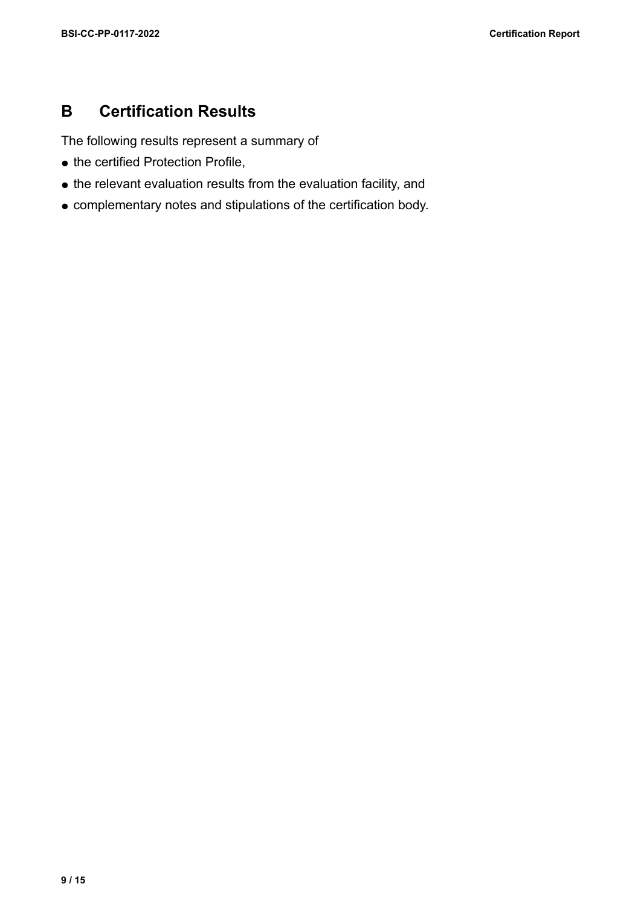# B Certification Results

The following results represent a summary of

- the certified Protection Profile,
- the relevant evaluation results from the evaluation facility, and
- complementary notes and stipulations of the certification body.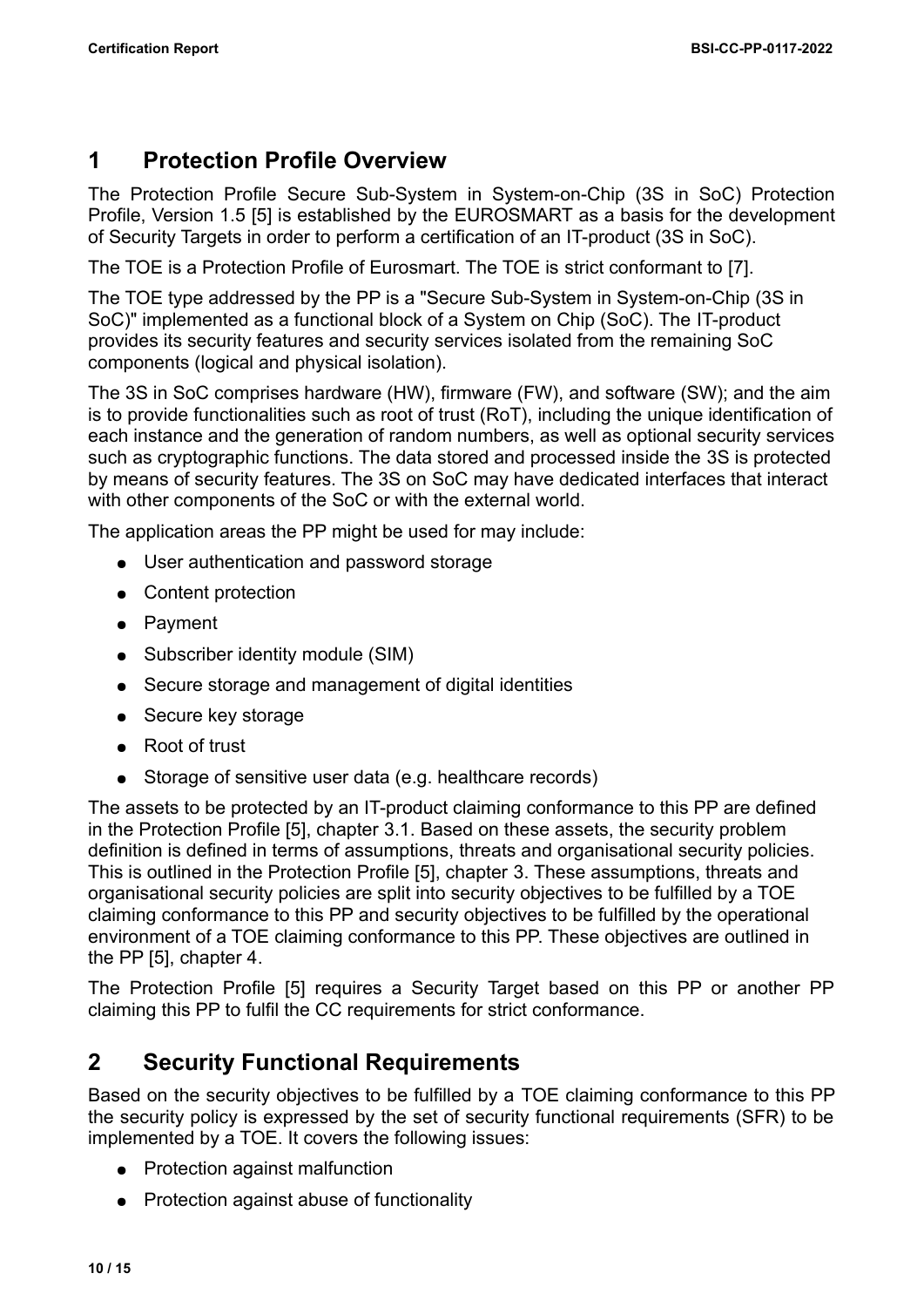# 1 Protection Profile Overview

The Protection Profile Secure Sub-System in System-on-Chip (3S in SoC) Protection Profile, Version 1.5 [5] is established by the EUROSMART as a basis for the development of Security Targets in order to perform a certification of an IT-product (3S in SoC).

The TOE is a Protection Profile of Eurosmart. The TOE is strict conformant to [7].

The TOE type addressed by the PP is a "Secure Sub-System in System-on-Chip (3S in SoC)" implemented as a functional block of a System on Chip (SoC). The IT-product provides its security features and security services isolated from the remaining SoC components (logical and physical isolation).

The 3S in SoC comprises hardware (HW), firmware (FW), and software (SW); and the aim is to provide functionalities such as root of trust (RoT), including the unique identification of each instance and the generation of random numbers, as well as optional security services such as cryptographic functions. The data stored and processed inside the 3S is protected by means of security features. The 3S on SoC may have dedicated interfaces that interact with other components of the SoC or with the external world.

The application areas the PP might be used for may include:

- User authentication and password storage
- Content protection
- Payment
- Subscriber identity module (SIM)
- Secure storage and management of digital identities
- Secure key storage
- Root of trust
- Storage of sensitive user data (e.g. healthcare records)

The assets to be protected by an IT-product claiming conformance to this PP are defined in the Protection Profile [5], chapter 3.1. Based on these assets, the security problem definition is defined in terms of assumptions, threats and organisational security policies. This is outlined in the Protection Profile [5], chapter 3. These assumptions, threats and organisational security policies are split into security objectives to be fulfilled by a TOE claiming conformance to this PP and security objectives to be fulfilled by the operational environment of a TOE claiming conformance to this PP. These objectives are outlined in the PP [5], chapter 4.

The Protection Profile [5] requires a Security Target based on this PP or another PP claiming this PP to fulfil the CC requirements for strict conformance.

# 2 Security Functional Requirements

Based on the security objectives to be fulfilled by a TOE claiming conformance to this PP the security policy is expressed by the set of security functional requirements (SFR) to be implemented by a TOE. It covers the following issues:

- Protection against malfunction
- Protection against abuse of functionality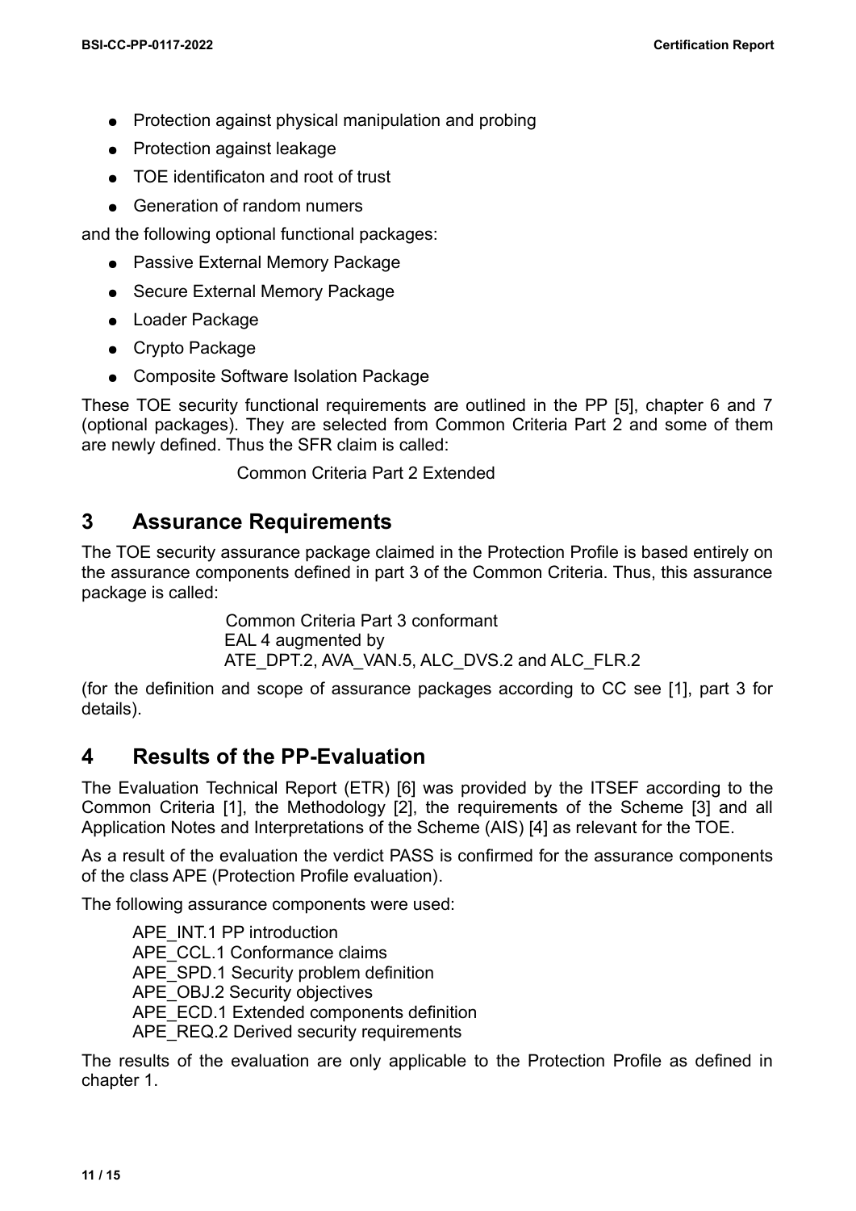- Protection against physical manipulation and probing
- Protection against leakage
- TOE identificaton and root of trust
- Generation of random numers

and the following optional functional packages:

- Passive External Memory Package
- Secure External Memory Package
- Loader Package
- Crypto Package
- Composite Software Isolation Package

These TOE security functional requirements are outlined in the PP [5], chapter 6 and 7 (optional packages). They are selected from Common Criteria Part 2 and some of them are newly defined. Thus the SFR claim is called:

Common Criteria Part 2 Extended

# 3 Assurance Requirements

The TOE security assurance package claimed in the Protection Profile is based entirely on the assurance components defined in part 3 of the Common Criteria. Thus, this assurance package is called:

Common Criteria Part 3 conformant
EAL 4 augmented by
ATE_DPT.2, AVA_VAN.5, ALC_DVS.2 and ALC_FLR.2

(for the definition and scope of assurance packages according to CC see [1], part 3 for details).

# 4 Results of the PP-Evaluation

The Evaluation Technical Report (ETR) [6] was provided by the ITSEF according to the Common Criteria [1], the Methodology [2], the requirements of the Scheme [3] and all Application Notes and Interpretations of the Scheme (AIS) [4] as relevant for the TOE.

As a result of the evaluation the verdict PASS is confirmed for the assurance components of the class APE (Protection Profile evaluation).

The following assurance components were used:

APE_INT.1 PP introduction
APE_CCL.1 Conformance claims
APE_SPD.1 Security problem definition
APE_OBJ.2 Security objectives
APE_ECD.1 Extended components definition
APE_REQ.2 Derived security requirements

The results of the evaluation are only applicable to the Protection Profile as defined in chapter 1.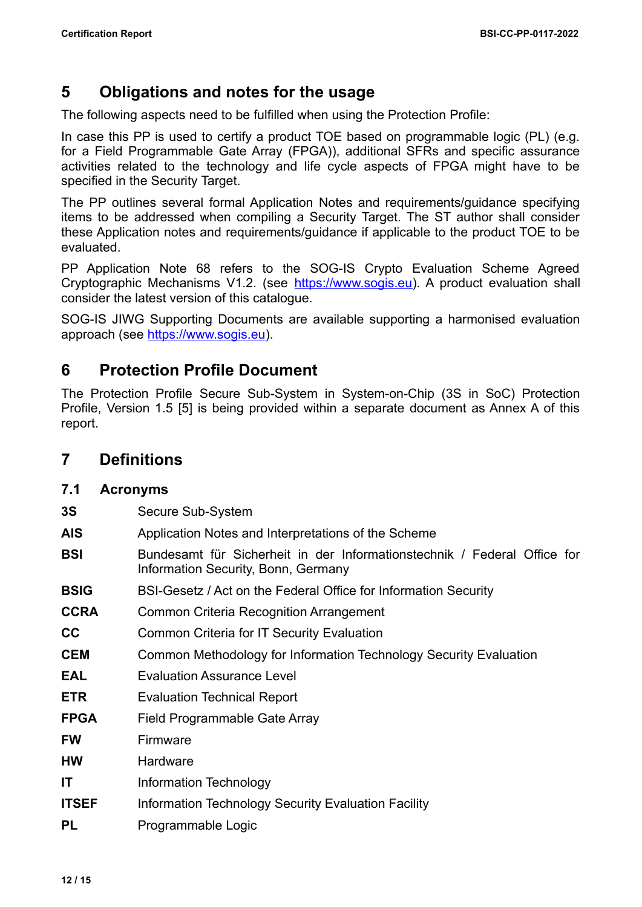# 5 Obligations and notes for the usage

The following aspects need to be fulfilled when using the Protection Profile:

In case this PP is used to certify a product TOE based on programmable logic (PL) (e.g. for a Field Programmable Gate Array (FPGA)), additional SFRs and specific assurance activities related to the technology and life cycle aspects of FPGA might have to be specified in the Security Target.

The PP outlines several formal Application Notes and requirements/guidance specifying items to be addressed when compiling a Security Target. The ST author shall consider these Application notes and requirements/guidance if applicable to the product TOE to be evaluated.

PP Application Note 68 refers to the SOG-IS Crypto Evaluation Scheme Agreed Cryptographic Mechanisms V1.2. (see https://www.sogis.eu). A product evaluation shall consider the latest version of this catalogue.

SOG-IS JIWG Supporting Documents are available supporting a harmonised evaluation approach (see https://www.sogis.eu).

# 6 Protection Profile Document

The Protection Profile Secure Sub-System in System-on-Chip (3S in SoC) Protection Profile, Version 1.5 [5] is being provided within a separate document as Annex A of this report.

# 7 Definitions

## 7.1 Acronyms

| | |
|---|---|
| **3S** | Secure Sub-System |
| **AIS** | Application Notes and Interpretations of the Scheme |
| **BSI** | Bundesamt für Sicherheit in der Informationstechnik / Federal Office for Information Security, Bonn, Germany |
| **BSIG** | BSI-Gesetz / Act on the Federal Office for Information Security |
| **CCRA** | Common Criteria Recognition Arrangement |
| **CC** | Common Criteria for IT Security Evaluation |
| **CEM** | Common Methodology for Information Technology Security Evaluation |
| **EAL** | Evaluation Assurance Level |
| **ETR** | Evaluation Technical Report |
| **FPGA** | Field Programmable Gate Array |
| **FW** | Firmware |
| **HW** | Hardware |
| **IT** | Information Technology |
| **ITSEF** | Information Technology Security Evaluation Facility |
| **PL** | Programmable Logic |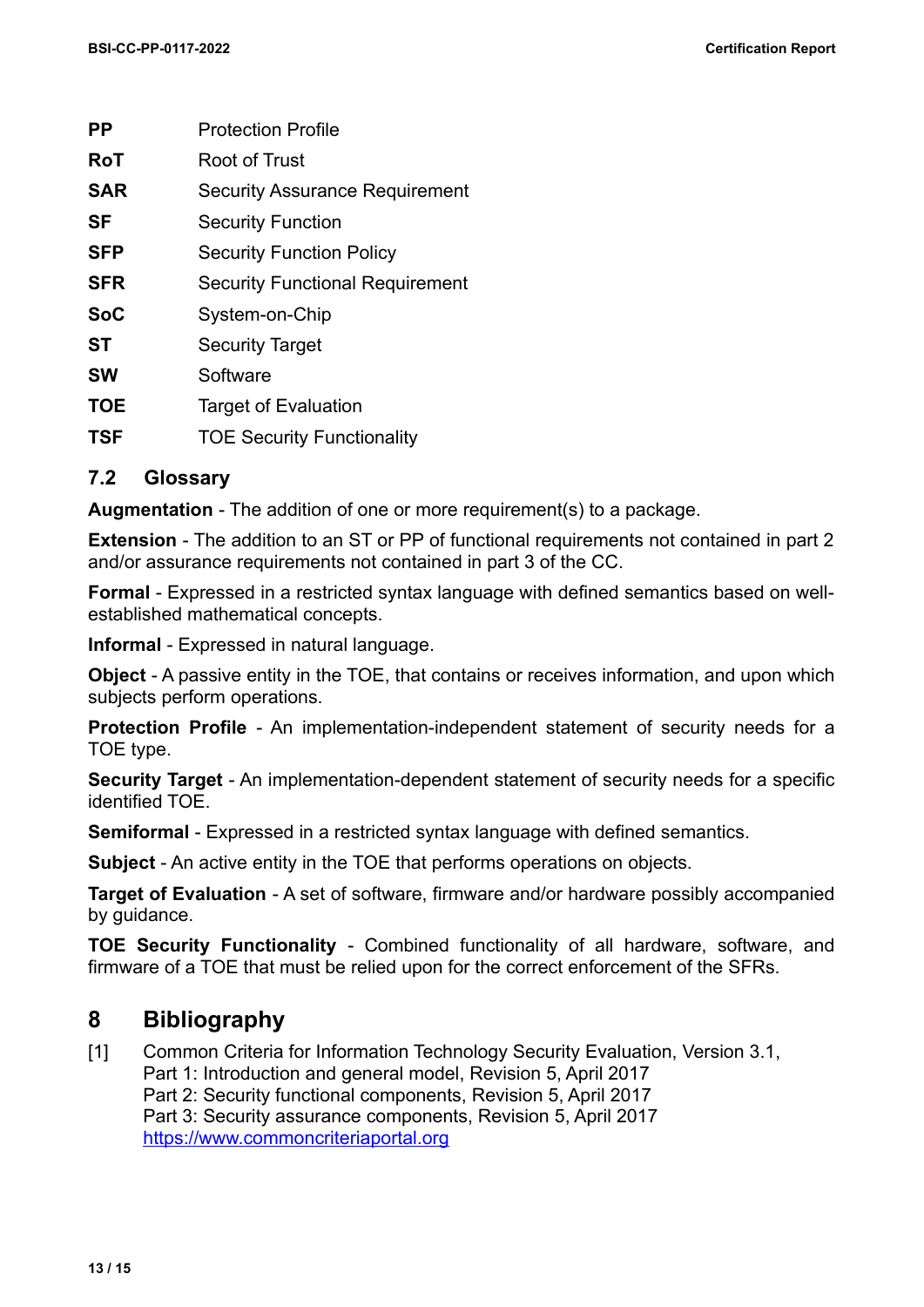| | |
|---|---|
| **PP** | Protection Profile |
| **RoT** | Root of Trust |
| **SAR** | Security Assurance Requirement |
| **SF** | Security Function |
| **SFP** | Security Function Policy |
| **SFR** | Security Functional Requirement |
| **SoC** | System-on-Chip |
| **ST** | Security Target |
| **SW** | Software |
| **TOE** | Target of Evaluation |
| **TSF** | TOE Security Functionality |

### 7.2 Glossary

**Augmentation** - The addition of one or more requirement(s) to a package.

**Extension** - The addition to an ST or PP of functional requirements not contained in part 2 and/or assurance requirements not contained in part 3 of the CC.

**Formal** - Expressed in a restricted syntax language with defined semantics based on well-established mathematical concepts.

**Informal** - Expressed in natural language.

**Object** - A passive entity in the TOE, that contains or receives information, and upon which subjects perform operations.

**Protection Profile** - An implementation-independent statement of security needs for a TOE type.

**Security Target** - An implementation-dependent statement of security needs for a specific identified TOE.

**Semiformal** - Expressed in a restricted syntax language with defined semantics.

**Subject** - An active entity in the TOE that performs operations on objects.

**Target of Evaluation** - A set of software, firmware and/or hardware possibly accompanied by guidance.

**TOE Security Functionality** - Combined functionality of all hardware, software, and firmware of a TOE that must be relied upon for the correct enforcement of the SFRs.

## 8 Bibliography

[1] Common Criteria for Information Technology Security Evaluation, Version 3.1,
Part 1: Introduction and general model, Revision 5, April 2017
Part 2: Security functional components, Revision 5, April 2017
Part 3: Security assurance components, Revision 5, April 2017
https://www.commoncriteriaportal.org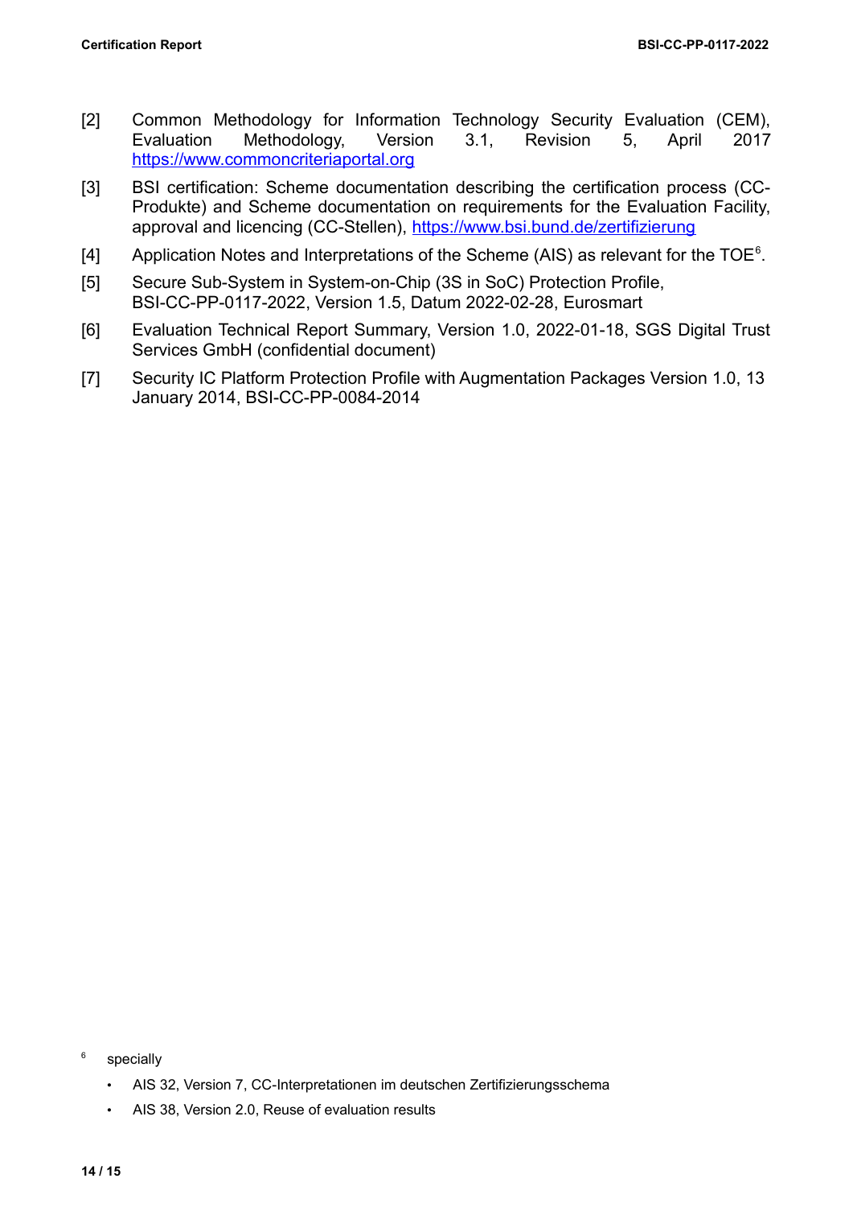[2] Common Methodology for Information Technology Security Evaluation (CEM), Evaluation Methodology, Version 3.1, Revision 5, April 2017 https://www.commoncriteriaportal.org

[3] BSI certification: Scheme documentation describing the certification process (CC-Produkte) and Scheme documentation on requirements for the Evaluation Facility, approval and licencing (CC-Stellen), https://www.bsi.bund.de/zertifizierung

[4] Application Notes and Interpretations of the Scheme (AIS) as relevant for the TOE[6].

[5] Secure Sub-System in System-on-Chip (3S in SoC) Protection Profile, BSI-CC-PP-0117-2022, Version 1.5, Datum 2022-02-28, Eurosmart

[6] Evaluation Technical Report Summary, Version 1.0, 2022-01-18, SGS Digital Trust Services GmbH (confidential document)

[7] Security IC Platform Protection Profile with Augmentation Packages Version 1.0, 13 January 2014, BSI-CC-PP-0084-2014

---

[6] specially

- AIS 32, Version 7, CC-Interpretationen im deutschen Zertifizierungsschema
- AIS 38, Version 2.0, Reuse of evaluation results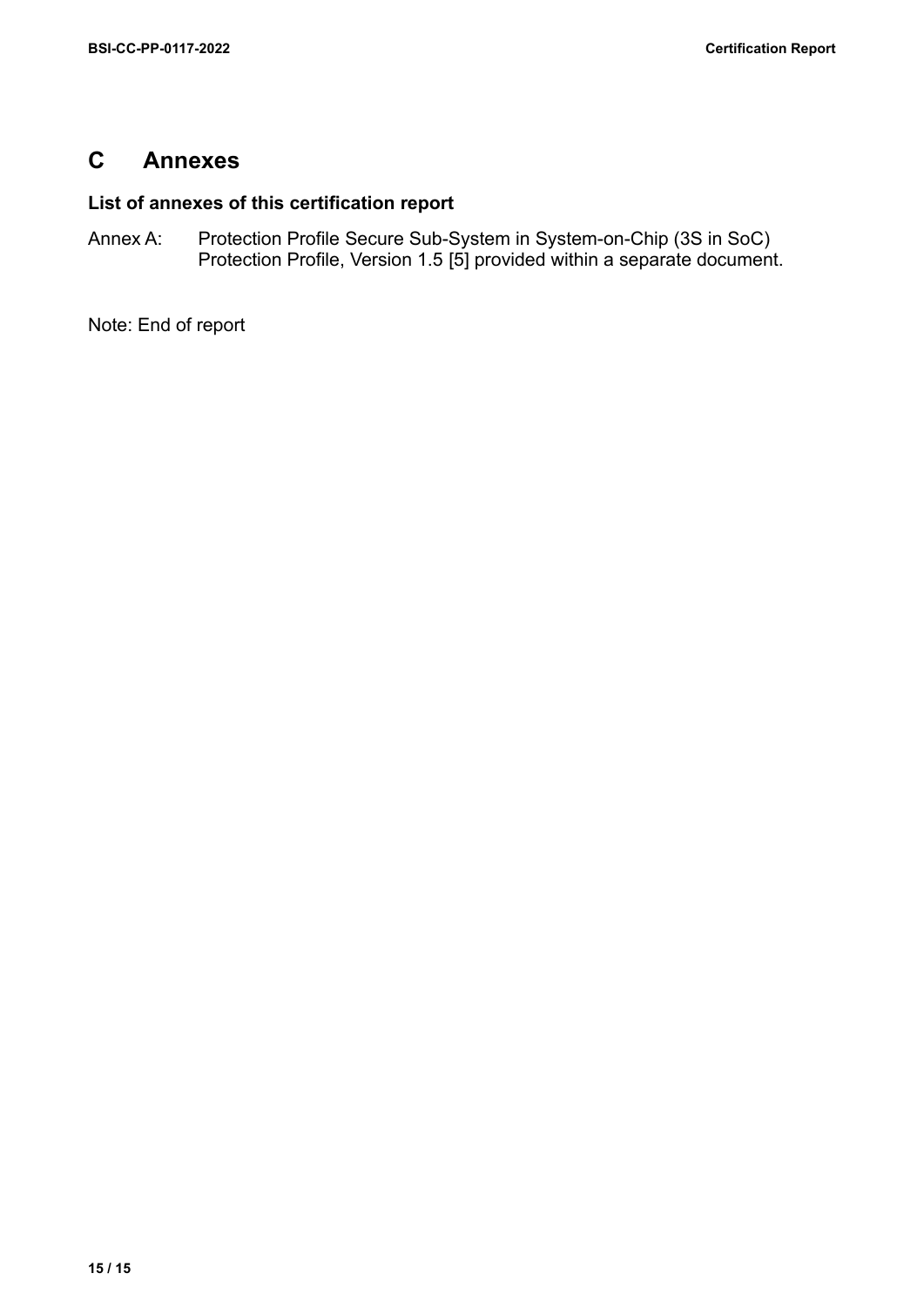# C Annexes

### List of annexes of this certification report

Annex A: Protection Profile Secure Sub-System in System-on-Chip (3S in SoC) Protection Profile, Version 1.5 [5] provided within a separate document.

Note: End of report